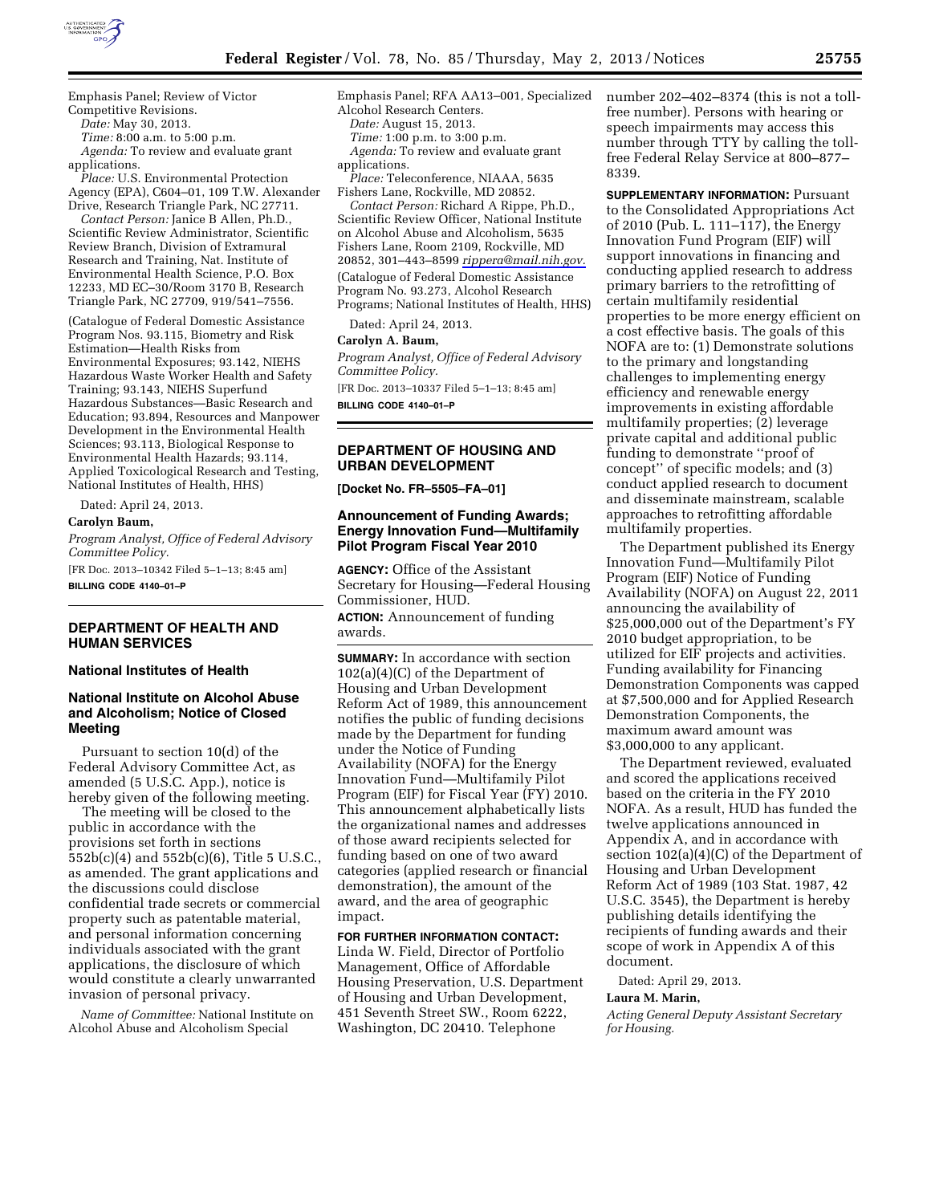Emphasis Panel; Review of Victor Competitive Revisions.

*Date:* May 30, 2013.

*Time:* 8:00 a.m. to 5:00 p.m.

*Agenda:* To review and evaluate grant applications.

*Place:* U.S. Environmental Protection Agency (EPA), C604–01, 109 T.W. Alexander Drive, Research Triangle Park, NC 27711.

*Contact Person:* Janice B Allen, Ph.D., Scientific Review Administrator, Scientific Review Branch, Division of Extramural Research and Training, Nat. Institute of Environmental Health Science, P.O. Box 12233, MD EC–30/Room 3170 B, Research Triangle Park, NC 27709, 919/541–7556.

(Catalogue of Federal Domestic Assistance Program Nos. 93.115, Biometry and Risk Estimation—Health Risks from Environmental Exposures; 93.142, NIEHS Hazardous Waste Worker Health and Safety Training; 93.143, NIEHS Superfund Hazardous Substances—Basic Research and Education; 93.894, Resources and Manpower Development in the Environmental Health Sciences; 93.113, Biological Response to Environmental Health Hazards; 93.114, Applied Toxicological Research and Testing, National Institutes of Health, HHS)

Dated: April 24, 2013.

**Carolyn Baum,**

*Program Analyst, Office of Federal Advisory Committee Policy.*

[FR Doc. 2013–10342 Filed 5–1–13; 8:45 am]

**BILLING CODE 4140–01–P**

## DEPARTMENT OF HEALTH AND HUMAN SERVICES

### National Institutes of Health

### National Institute on Alcohol Abuse and Alcoholism; Notice of Closed Meeting

Pursuant to section 10(d) of the Federal Advisory Committee Act, as amended (5 U.S.C. App.), notice is hereby given of the following meeting.

The meeting will be closed to the public in accordance with the provisions set forth in sections 552b(c)(4) and 552b(c)(6), Title 5 U.S.C., as amended. The grant applications and the discussions could disclose confidential trade secrets or commercial property such as patentable material, and personal information concerning individuals associated with the grant applications, the disclosure of which would constitute a clearly unwarranted invasion of personal privacy.

*Name of Committee:* National Institute on Alcohol Abuse and Alcoholism Special Emphasis Panel; RFA AA13–001, Specialized Alcohol Research Centers.

*Date:* August 15, 2013.

*Time:* 1:00 p.m. to 3:00 p.m.

*Agenda:* To review and evaluate grant applications.

*Place:* Teleconference, NIAAA, 5635 Fishers Lane, Rockville, MD 20852.

*Contact Person:* Richard A Rippe, Ph.D., Scientific Review Officer, National Institute on Alcohol Abuse and Alcoholism, 5635 Fishers Lane, Room 2109, Rockville, MD 20852, 301–443–8599 *rippera@mail.nih.gov.*

(Catalogue of Federal Domestic Assistance Program No. 93.273, Alcohol Research Programs; National Institutes of Health, HHS)

Dated: April 24, 2013.

**Carolyn A. Baum,**

*Program Analyst, Office of Federal Advisory Committee Policy.*

[FR Doc. 2013–10337 Filed 5–1–13; 8:45 am]

**BILLING CODE 4140–01–P**

## DEPARTMENT OF HOUSING AND URBAN DEVELOPMENT

**[Docket No. FR–5505–FA–01]**

### Announcement of Funding Awards; Energy Innovation Fund—Multifamily Pilot Program Fiscal Year 2010

**AGENCY:** Office of the Assistant Secretary for Housing—Federal Housing Commissioner, HUD.

**ACTION:** Announcement of funding awards.

**SUMMARY:** In accordance with section 102(a)(4)(C) of the Department of Housing and Urban Development Reform Act of 1989, this announcement notifies the public of funding decisions made by the Department for funding under the Notice of Funding Availability (NOFA) for the Energy Innovation Fund—Multifamily Pilot Program (EIF) for Fiscal Year (FY) 2010. This announcement alphabetically lists the organizational names and addresses of those award recipients selected for funding based on one of two award categories (applied research or financial demonstration), the amount of the award, and the area of geographic impact.

**FOR FURTHER INFORMATION CONTACT:** Linda W. Field, Director of Portfolio Management, Office of Affordable Housing Preservation, U.S. Department of Housing and Urban Development, 451 Seventh Street SW., Room 6222, Washington, DC 20410. Telephone number 202–402–8374 (this is not a toll-free number). Persons with hearing or speech impairments may access this number through TTY by calling the toll-free Federal Relay Service at 800–877–8339.

**SUPPLEMENTARY INFORMATION:** Pursuant to the Consolidated Appropriations Act of 2010 (Pub. L. 111–117), the Energy Innovation Fund Program (EIF) will support innovations in financing and conducting applied research to address primary barriers to the retrofitting of certain multifamily residential properties to be more energy efficient on a cost effective basis. The goals of this NOFA are to: (1) Demonstrate solutions to the primary and longstanding challenges to implementing energy efficiency and renewable energy improvements in existing affordable multifamily properties; (2) leverage private capital and additional public funding to demonstrate ''proof of concept'' of specific models; and (3) conduct applied research to document and disseminate mainstream, scalable approaches to retrofitting affordable multifamily properties.

The Department published its Energy Innovation Fund—Multifamily Pilot Program (EIF) Notice of Funding Availability (NOFA) on August 22, 2011 announcing the availability of $25,000,000 out of the Department's FY 2010 budget appropriation, to be utilized for EIF projects and activities. Funding availability for Financing Demonstration Components was capped at $7,500,000 and for Applied Research Demonstration Components, the maximum award amount was $3,000,000 to any applicant.

The Department reviewed, evaluated and scored the applications received based on the criteria in the FY 2010 NOFA. As a result, HUD has funded the twelve applications announced in Appendix A, and in accordance with section 102(a)(4)(C) of the Department of Housing and Urban Development Reform Act of 1989 (103 Stat. 1987, 42 U.S.C. 3545), the Department is hereby publishing details identifying the recipients of funding awards and their scope of work in Appendix A of this document.

Dated: April 29, 2013.

**Laura M. Marin,**

*Acting General Deputy Assistant Secretary for Housing.*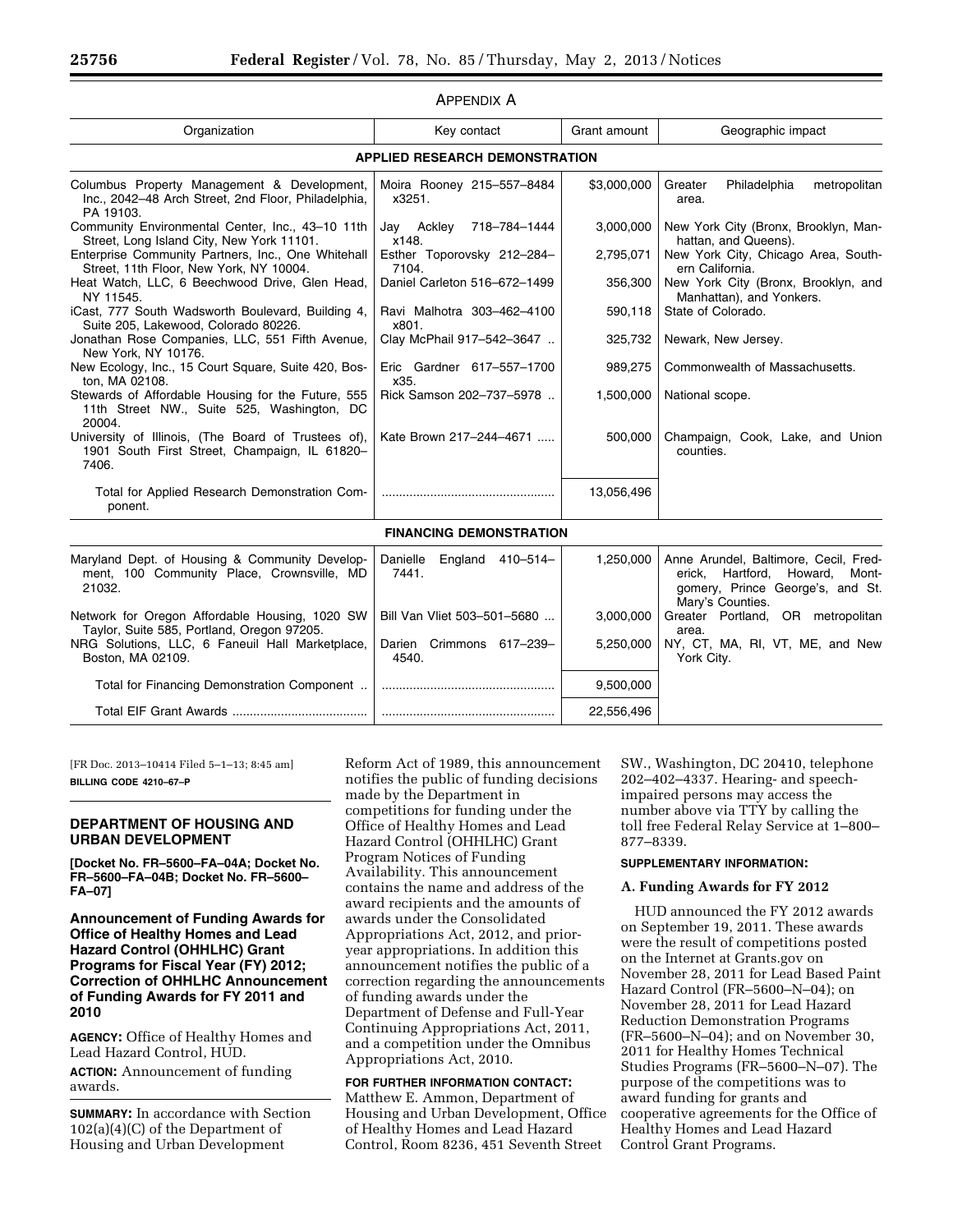## APPENDIX A

| Organization | Key contact | Grant amount | Geographic impact |
|---|---|---|---|
| **APPLIED RESEARCH DEMONSTRATION** | | | |
| Columbus Property Management & Development, Inc., 2042–48 Arch Street, 2nd Floor, Philadelphia, PA 19103. | Moira Rooney 215–557–8484 x3251. | $3,000,000 | Greater Philadelphia metropolitan area. |
| Community Environmental Center, Inc., 43–10 11th Street, Long Island City, New York 11101. | Jay Ackley 718–784–1444 x148. | 3,000,000 | New York City (Bronx, Brooklyn, Manhattan, and Queens). |
| Enterprise Community Partners, Inc., One Whitehall Street, 11th Floor, New York, NY 10004. | Esther Toporovsky 212–284–7104. | 2,795,071 | New York City, Chicago Area, Southern California. |
| Heat Watch, LLC, 6 Beechwood Drive, Glen Head, NY 11545. | Daniel Carleton 516–672–1499 | 356,300 | New York City (Bronx, Brooklyn, and Manhattan), and Yonkers. |
| iCast, 777 South Wadsworth Boulevard, Building 4, Suite 205, Lakewood, Colorado 80226. | Ravi Malhotra 303–462–4100 x801. | 590,118 | State of Colorado. |
| Jonathan Rose Companies, LLC, 551 Fifth Avenue, New York, NY 10176. | Clay McPhail 917–542–3647 .. | 325,732 | Newark, New Jersey. |
| New Ecology, Inc., 15 Court Square, Suite 420, Boston, MA 02108. | Eric Gardner 617–557–1700 x35. | 989,275 | Commonwealth of Massachusetts. |
| Stewards of Affordable Housing for the Future, 555 11th Street NW., Suite 525, Washington, DC 20004. | Rick Samson 202–737–5978 .. | 1,500,000 | National scope. |
| University of Illinois, (The Board of Trustees of), 1901 South First Street, Champaign, IL 61820–7406. | Kate Brown 217–244–4671 ..... | 500,000 | Champaign, Cook, Lake, and Union counties. |
| Total for Applied Research Demonstration Component. | .................................................. | 13,056,496 | |
| **FINANCING DEMONSTRATION** | | | |
| Maryland Dept. of Housing & Community Development, 100 Community Place, Crownsville, MD 21032. | Danielle England 410–514–7441. | 1,250,000 | Anne Arundel, Baltimore, Cecil, Frederick, Hartford, Howard, Montgomery, Prince George's, and St. Mary's Counties. |
| Network for Oregon Affordable Housing, 1020 SW Taylor, Suite 585, Portland, Oregon 97205. | Bill Van Vliet 503–501–5680 ... | 3,000,000 | Greater Portland, OR metropolitan area. |
| NRG Solutions, LLC, 6 Faneuil Hall Marketplace, Boston, MA 02109. | Darien Crimmons 617–239–4540. | 5,250,000 | NY, CT, MA, RI, VT, ME, and New York City. |
| Total for Financing Demonstration Component .. | .................................................. | 9,500,000 | |
| Total EIF Grant Awards ...................................... | .................................................. | 22,556,496 | |

[FR Doc. 2013–10414 Filed 5–1–13; 8:45 am]

**BILLING CODE 4210–67–P**

## DEPARTMENT OF HOUSING AND URBAN DEVELOPMENT

**[Docket No. FR–5600–FA–04A; Docket No. FR–5600–FA–04B; Docket No. FR–5600–FA–07]**

### Announcement of Funding Awards for Office of Healthy Homes and Lead Hazard Control (OHHLHC) Grant Programs for Fiscal Year (FY) 2012; Correction of OHHLHC Announcement of Funding Awards for FY 2011 and 2010

**AGENCY:** Office of Healthy Homes and Lead Hazard Control, HUD.

**ACTION:** Announcement of funding awards.

**SUMMARY:** In accordance with Section 102(a)(4)(C) of the Department of Housing and Urban Development Reform Act of 1989, this announcement notifies the public of funding decisions made by the Department in competitions for funding under the Office of Healthy Homes and Lead Hazard Control (OHHLHC) Grant Program Notices of Funding Availability. This announcement contains the name and address of the award recipients and the amounts of awards under the Consolidated Appropriations Act, 2012, and prior-year appropriations. In addition this announcement notifies the public of a correction regarding the announcements of funding awards under the Department of Defense and Full-Year Continuing Appropriations Act, 2011, and a competition under the Omnibus Appropriations Act, 2010.

**FOR FURTHER INFORMATION CONTACT:** Matthew E. Ammon, Department of Housing and Urban Development, Office of Healthy Homes and Lead Hazard Control, Room 8236, 451 Seventh Street SW., Washington, DC 20410, telephone 202–402–4337. Hearing- and speech-impaired persons may access the number above via TTY by calling the toll free Federal Relay Service at 1–800–877–8339.

**SUPPLEMENTARY INFORMATION:**

**A. Funding Awards for FY 2012**

HUD announced the FY 2012 awards on September 19, 2011. These awards were the result of competitions posted on the Internet at Grants.gov on November 28, 2011 for Lead Based Paint Hazard Control (FR–5600–N–04); on November 28, 2011 for Lead Hazard Reduction Demonstration Programs (FR–5600–N–04); and on November 30, 2011 for Healthy Homes Technical Studies Programs (FR–5600–N–07). The purpose of the competitions was to award funding for grants and cooperative agreements for the Office of Healthy Homes and Lead Hazard Control Grant Programs.